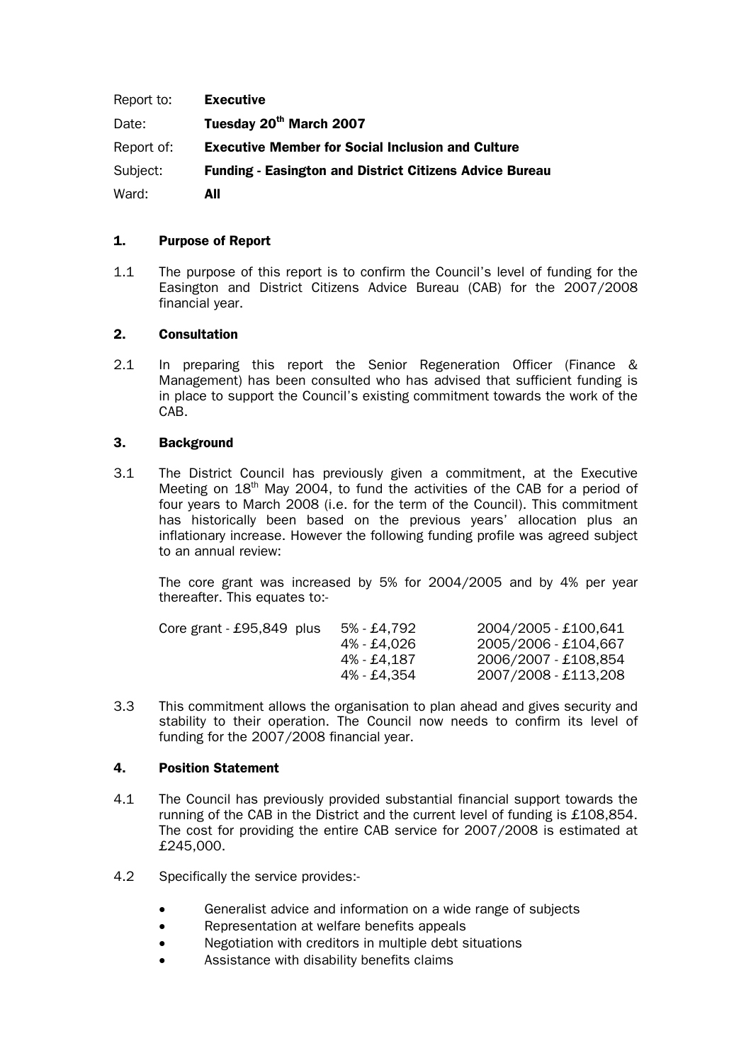| | |
|---|---|
| Report to: | **Executive** |
| Date: | **Tuesday 20th March 2007** |
| Report of: | **Executive Member for Social Inclusion and Culture** |
| Subject: | **Funding - Easington and District Citizens Advice Bureau** |
| Ward: | **All** |

## 1. Purpose of Report

1.1 The purpose of this report is to confirm the Council's level of funding for the Easington and District Citizens Advice Bureau (CAB) for the 2007/2008 financial year.

## 2. Consultation

2.1 In preparing this report the Senior Regeneration Officer (Finance & Management) has been consulted who has advised that sufficient funding is in place to support the Council's existing commitment towards the work of the CAB.

## 3. Background

3.1 The District Council has previously given a commitment, at the Executive Meeting on 18th May 2004, to fund the activities of the CAB for a period of four years to March 2008 (i.e. for the term of the Council). This commitment has historically been based on the previous years' allocation plus an inflationary increase. However the following funding profile was agreed subject to an annual review:

The core grant was increased by 5% for 2004/2005 and by 4% per year thereafter. This equates to:-

| | | |
|---|---|---|
| Core grant - £95,849 plus | 5% - £4,792 | 2004/2005 - £100,641 |
| | 4% - £4,026 | 2005/2006 - £104,667 |
| | 4% - £4,187 | 2006/2007 - £108,854 |
| | 4% - £4,354 | 2007/2008 - £113,208 |

3.3 This commitment allows the organisation to plan ahead and gives security and stability to their operation. The Council now needs to confirm its level of funding for the 2007/2008 financial year.

## 4. Position Statement

4.1 The Council has previously provided substantial financial support towards the running of the CAB in the District and the current level of funding is £108,854. The cost for providing the entire CAB service for 2007/2008 is estimated at £245,000.

4.2 Specifically the service provides:-

- Generalist advice and information on a wide range of subjects
- Representation at welfare benefits appeals
- Negotiation with creditors in multiple debt situations
- Assistance with disability benefits claims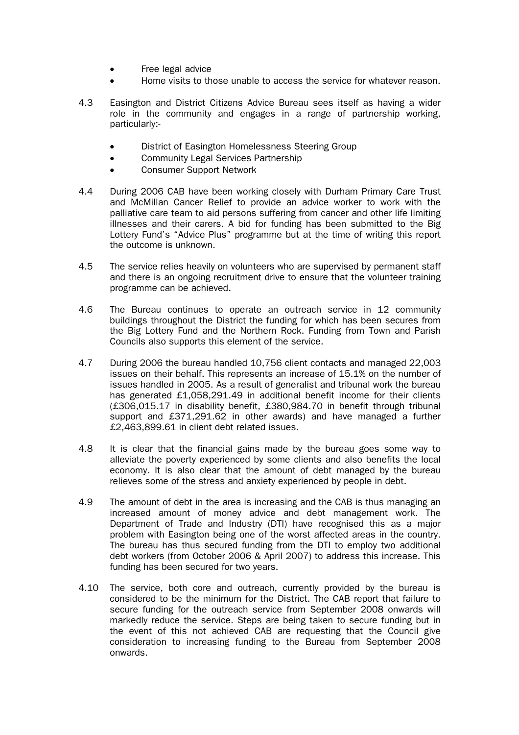- Free legal advice
- Home visits to those unable to access the service for whatever reason.

4.3 Easington and District Citizens Advice Bureau sees itself as having a wider role in the community and engages in a range of partnership working, particularly:-

- District of Easington Homelessness Steering Group
- Community Legal Services Partnership
- Consumer Support Network

4.4 During 2006 CAB have been working closely with Durham Primary Care Trust and McMillan Cancer Relief to provide an advice worker to work with the palliative care team to aid persons suffering from cancer and other life limiting illnesses and their carers. A bid for funding has been submitted to the Big Lottery Fund's "Advice Plus" programme but at the time of writing this report the outcome is unknown.

4.5 The service relies heavily on volunteers who are supervised by permanent staff and there is an ongoing recruitment drive to ensure that the volunteer training programme can be achieved.

4.6 The Bureau continues to operate an outreach service in 12 community buildings throughout the District the funding for which has been secures from the Big Lottery Fund and the Northern Rock. Funding from Town and Parish Councils also supports this element of the service.

4.7 During 2006 the bureau handled 10,756 client contacts and managed 22,003 issues on their behalf. This represents an increase of 15.1% on the number of issues handled in 2005. As a result of generalist and tribunal work the bureau has generated £1,058,291.49 in additional benefit income for their clients (£306,015.17 in disability benefit, £380,984.70 in benefit through tribunal support and £371,291.62 in other awards) and have managed a further £2,463,899.61 in client debt related issues.

4.8 It is clear that the financial gains made by the bureau goes some way to alleviate the poverty experienced by some clients and also benefits the local economy. It is also clear that the amount of debt managed by the bureau relieves some of the stress and anxiety experienced by people in debt.

4.9 The amount of debt in the area is increasing and the CAB is thus managing an increased amount of money advice and debt management work. The Department of Trade and Industry (DTI) have recognised this as a major problem with Easington being one of the worst affected areas in the country. The bureau has thus secured funding from the DTI to employ two additional debt workers (from October 2006 & April 2007) to address this increase. This funding has been secured for two years.

4.10 The service, both core and outreach, currently provided by the bureau is considered to be the minimum for the District. The CAB report that failure to secure funding for the outreach service from September 2008 onwards will markedly reduce the service. Steps are being taken to secure funding but in the event of this not achieved CAB are requesting that the Council give consideration to increasing funding to the Bureau from September 2008 onwards.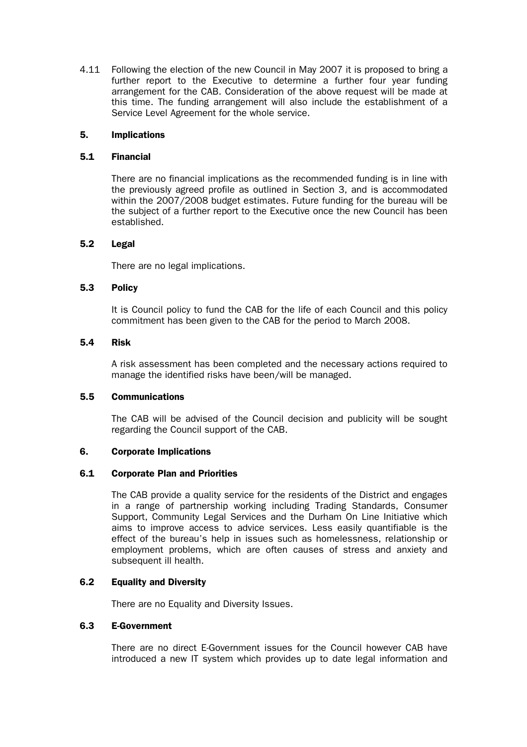4.11 Following the election of the new Council in May 2007 it is proposed to bring a further report to the Executive to determine a further four year funding arrangement for the CAB. Consideration of the above request will be made at this time. The funding arrangement will also include the establishment of a Service Level Agreement for the whole service.

## 5. Implications

### 5.1 Financial

There are no financial implications as the recommended funding is in line with the previously agreed profile as outlined in Section 3, and is accommodated within the 2007/2008 budget estimates. Future funding for the bureau will be the subject of a further report to the Executive once the new Council has been established.

### 5.2 Legal

There are no legal implications.

### 5.3 Policy

It is Council policy to fund the CAB for the life of each Council and this policy commitment has been given to the CAB for the period to March 2008.

### 5.4 Risk

A risk assessment has been completed and the necessary actions required to manage the identified risks have been/will be managed.

### 5.5 Communications

The CAB will be advised of the Council decision and publicity will be sought regarding the Council support of the CAB.

## 6. Corporate Implications

### 6.1 Corporate Plan and Priorities

The CAB provide a quality service for the residents of the District and engages in a range of partnership working including Trading Standards, Consumer Support, Community Legal Services and the Durham On Line Initiative which aims to improve access to advice services. Less easily quantifiable is the effect of the bureau's help in issues such as homelessness, relationship or employment problems, which are often causes of stress and anxiety and subsequent ill health.

### 6.2 Equality and Diversity

There are no Equality and Diversity Issues.

### 6.3 E-Government

There are no direct E-Government issues for the Council however CAB have introduced a new IT system which provides up to date legal information and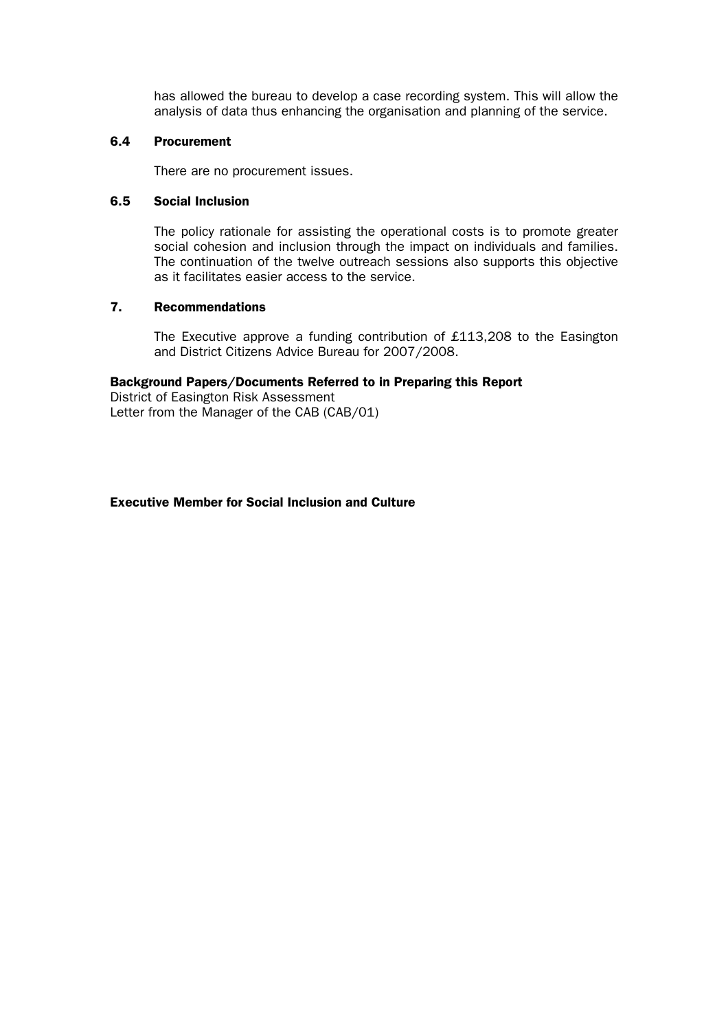has allowed the bureau to develop a case recording system. This will allow the analysis of data thus enhancing the organisation and planning of the service.

### 6.4 Procurement

There are no procurement issues.

### 6.5 Social Inclusion

The policy rationale for assisting the operational costs is to promote greater social cohesion and inclusion through the impact on individuals and families. The continuation of the twelve outreach sessions also supports this objective as it facilitates easier access to the service.

## 7. Recommendations

The Executive approve a funding contribution of £113,208 to the Easington and District Citizens Advice Bureau for 2007/2008.

**Background Papers/Documents Referred to in Preparing this Report**

District of Easington Risk Assessment
Letter from the Manager of the CAB (CAB/01)

**Executive Member for Social Inclusion and Culture**